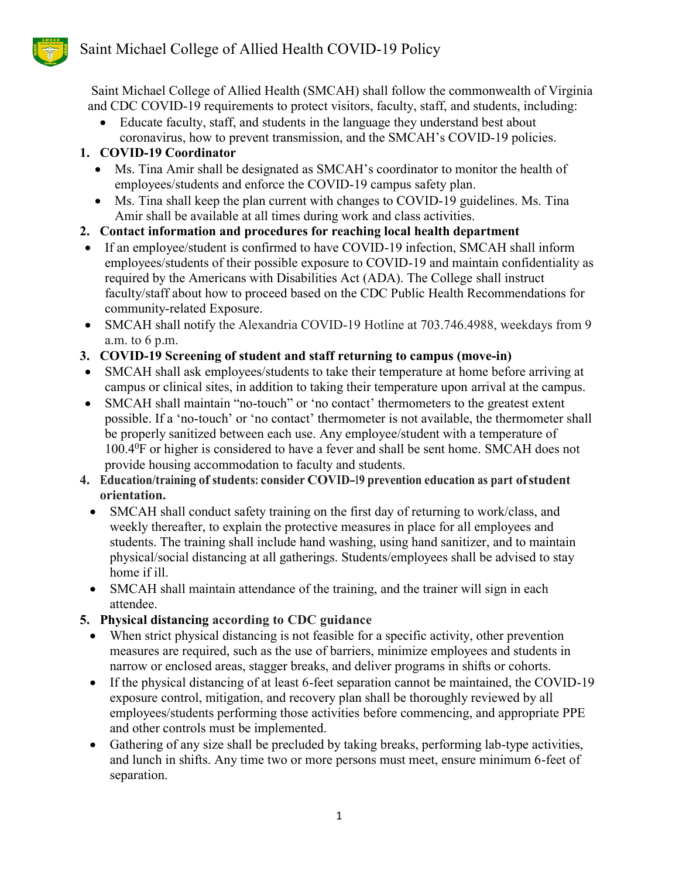# Saint Michael College of Allied Health COVID-19 Policy

Saint Michael College of Allied Health (SMCAH) shall follow the commonwealth of Virginia and CDC COVID-19 requirements to protect visitors, faculty, staff, and students, including:

- Educate faculty, staff, and students in the language they understand best about coronavirus, how to prevent transmission, and the SMCAH's COVID-19 policies.

**1. COVID-19 Coordinator**

- Ms. Tina Amir shall be designated as SMCAH's coordinator to monitor the health of employees/students and enforce the COVID-19 campus safety plan.
- Ms. Tina shall keep the plan current with changes to COVID-19 guidelines. Ms. Tina Amir shall be available at all times during work and class activities.

**2. Contact information and procedures for reaching local health department**

- If an employee/student is confirmed to have COVID-19 infection, SMCAH shall inform employees/students of their possible exposure to COVID-19 and maintain confidentiality as required by the Americans with Disabilities Act (ADA). The College shall instruct faculty/staff about how to proceed based on the CDC Public Health Recommendations for community-related Exposure.
- SMCAH shall notify the Alexandria COVID-19 Hotline at 703.746.4988, weekdays from 9 a.m. to 6 p.m.

**3. COVID-19 Screening of student and staff returning to campus (move-in)**

- SMCAH shall ask employees/students to take their temperature at home before arriving at campus or clinical sites, in addition to taking their temperature upon arrival at the campus.
- SMCAH shall maintain "no-touch" or 'no contact' thermometers to the greatest extent possible. If a 'no-touch' or 'no contact' thermometer is not available, the thermometer shall be properly sanitized between each use. Any employee/student with a temperature of 100.4$^{0}$F or higher is considered to have a fever and shall be sent home. SMCAH does not provide housing accommodation to faculty and students.

**4. Education/training of students: consider COVID-19 prevention education as part of student orientation.**

- SMCAH shall conduct safety training on the first day of returning to work/class, and weekly thereafter, to explain the protective measures in place for all employees and students. The training shall include hand washing, using hand sanitizer, and to maintain physical/social distancing at all gatherings. Students/employees shall be advised to stay home if ill.
- SMCAH shall maintain attendance of the training, and the trainer will sign in each attendee.

**5. Physical distancing according to CDC guidance**

- When strict physical distancing is not feasible for a specific activity, other prevention measures are required, such as the use of barriers, minimize employees and students in narrow or enclosed areas, stagger breaks, and deliver programs in shifts or cohorts.
- If the physical distancing of at least 6-feet separation cannot be maintained, the COVID-19 exposure control, mitigation, and recovery plan shall be thoroughly reviewed by all employees/students performing those activities before commencing, and appropriate PPE and other controls must be implemented.
- Gathering of any size shall be precluded by taking breaks, performing lab-type activities, and lunch in shifts. Any time two or more persons must meet, ensure minimum 6-feet of separation.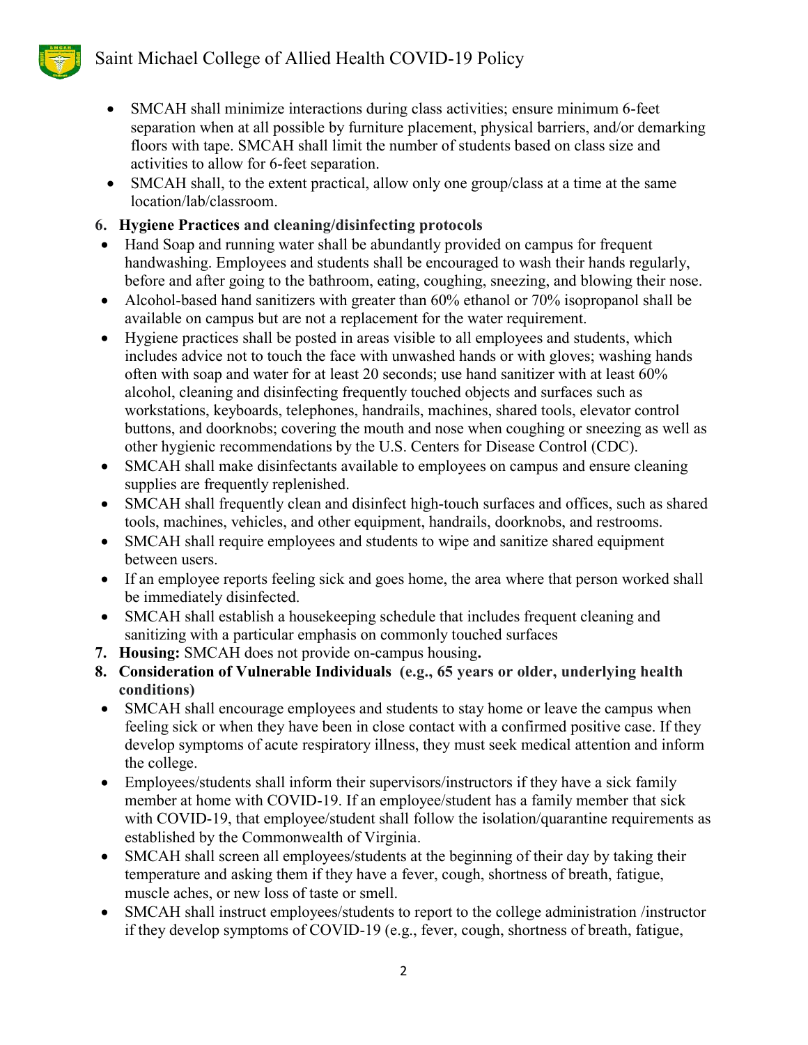- SMCAH shall minimize interactions during class activities; ensure minimum 6-feet separation when at all possible by furniture placement, physical barriers, and/or demarking floors with tape. SMCAH shall limit the number of students based on class size and activities to allow for 6-feet separation.
- SMCAH shall, to the extent practical, allow only one group/class at a time at the same location/lab/classroom.

6. **Hygiene Practices and cleaning/disinfecting protocols**

- Hand Soap and running water shall be abundantly provided on campus for frequent handwashing. Employees and students shall be encouraged to wash their hands regularly, before and after going to the bathroom, eating, coughing, sneezing, and blowing their nose.
- Alcohol-based hand sanitizers with greater than 60% ethanol or 70% isopropanol shall be available on campus but are not a replacement for the water requirement.
- Hygiene practices shall be posted in areas visible to all employees and students, which includes advice not to touch the face with unwashed hands or with gloves; washing hands often with soap and water for at least 20 seconds; use hand sanitizer with at least 60% alcohol, cleaning and disinfecting frequently touched objects and surfaces such as workstations, keyboards, telephones, handrails, machines, shared tools, elevator control buttons, and doorknobs; covering the mouth and nose when coughing or sneezing as well as other hygienic recommendations by the U.S. Centers for Disease Control (CDC).
- SMCAH shall make disinfectants available to employees on campus and ensure cleaning supplies are frequently replenished.
- SMCAH shall frequently clean and disinfect high-touch surfaces and offices, such as shared tools, machines, vehicles, and other equipment, handrails, doorknobs, and restrooms.
- SMCAH shall require employees and students to wipe and sanitize shared equipment between users.
- If an employee reports feeling sick and goes home, the area where that person worked shall be immediately disinfected.
- SMCAH shall establish a housekeeping schedule that includes frequent cleaning and sanitizing with a particular emphasis on commonly touched surfaces

7. **Housing:** SMCAH does not provide on-campus housing**.**

8. **Consideration of Vulnerable Individuals (e.g., 65 years or older, underlying health conditions)**

- SMCAH shall encourage employees and students to stay home or leave the campus when feeling sick or when they have been in close contact with a confirmed positive case. If they develop symptoms of acute respiratory illness, they must seek medical attention and inform the college.
- Employees/students shall inform their supervisors/instructors if they have a sick family member at home with COVID-19. If an employee/student has a family member that sick with COVID-19, that employee/student shall follow the isolation/quarantine requirements as established by the Commonwealth of Virginia.
- SMCAH shall screen all employees/students at the beginning of their day by taking their temperature and asking them if they have a fever, cough, shortness of breath, fatigue, muscle aches, or new loss of taste or smell.
- SMCAH shall instruct employees/students to report to the college administration /instructor if they develop symptoms of COVID-19 (e.g., fever, cough, shortness of breath, fatigue,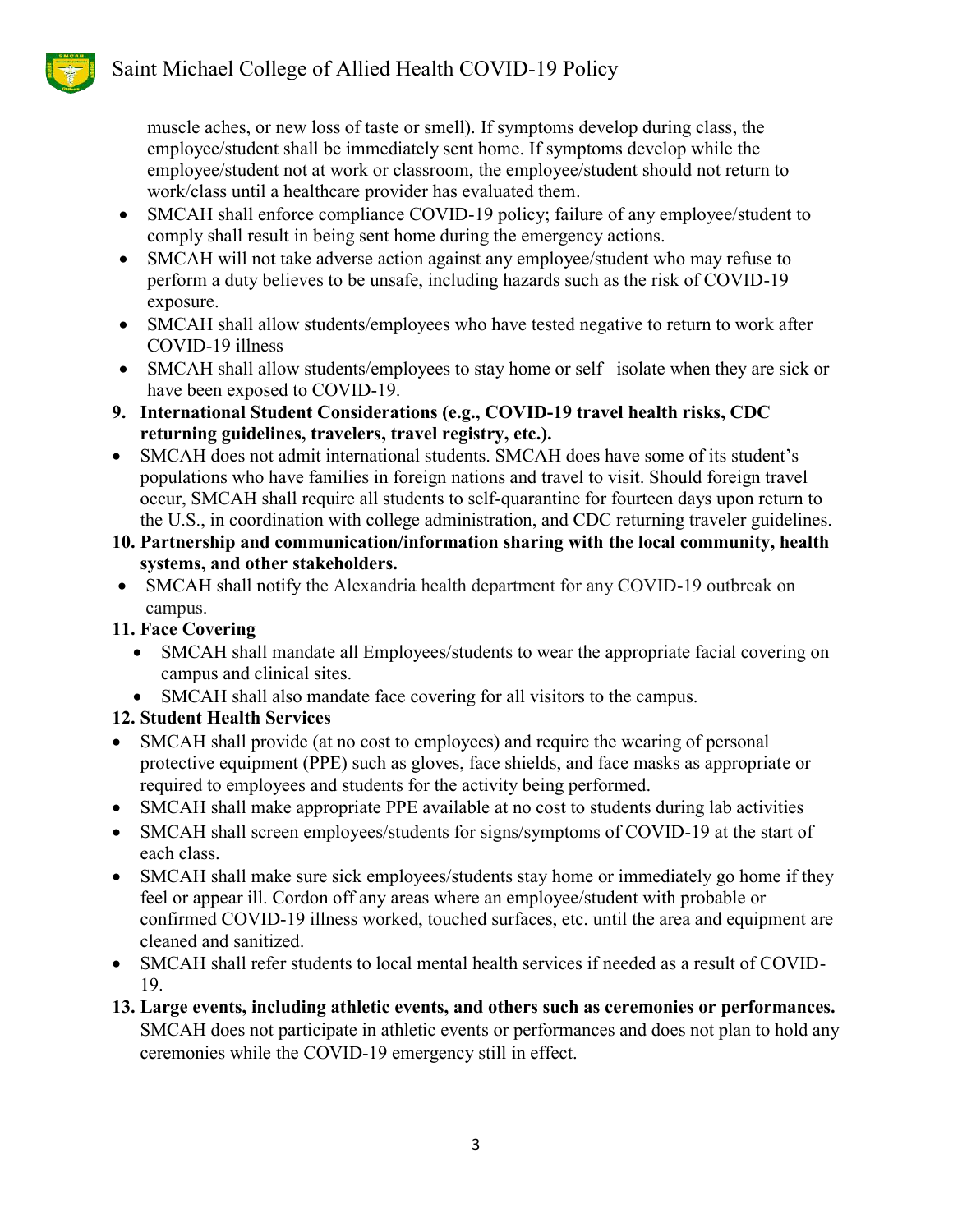muscle aches, or new loss of taste or smell). If symptoms develop during class, the employee/student shall be immediately sent home. If symptoms develop while the employee/student not at work or classroom, the employee/student should not return to work/class until a healthcare provider has evaluated them.

- SMCAH shall enforce compliance COVID-19 policy; failure of any employee/student to comply shall result in being sent home during the emergency actions.
- SMCAH will not take adverse action against any employee/student who may refuse to perform a duty believes to be unsafe, including hazards such as the risk of COVID-19 exposure.
- SMCAH shall allow students/employees who have tested negative to return to work after COVID-19 illness
- SMCAH shall allow students/employees to stay home or self –isolate when they are sick or have been exposed to COVID-19.

**9. International Student Considerations (e.g., COVID-19 travel health risks, CDC returning guidelines, travelers, travel registry, etc.).**

- SMCAH does not admit international students. SMCAH does have some of its student's populations who have families in foreign nations and travel to visit. Should foreign travel occur, SMCAH shall require all students to self-quarantine for fourteen days upon return to the U.S., in coordination with college administration, and CDC returning traveler guidelines.

**10. Partnership and communication/information sharing with the local community, health systems, and other stakeholders.**

- SMCAH shall notify the Alexandria health department for any COVID-19 outbreak on campus.

**11. Face Covering**

- SMCAH shall mandate all Employees/students to wear the appropriate facial covering on campus and clinical sites.
- SMCAH shall also mandate face covering for all visitors to the campus.

**12. Student Health Services**

- SMCAH shall provide (at no cost to employees) and require the wearing of personal protective equipment (PPE) such as gloves, face shields, and face masks as appropriate or required to employees and students for the activity being performed.
- SMCAH shall make appropriate PPE available at no cost to students during lab activities
- SMCAH shall screen employees/students for signs/symptoms of COVID-19 at the start of each class.
- SMCAH shall make sure sick employees/students stay home or immediately go home if they feel or appear ill. Cordon off any areas where an employee/student with probable or confirmed COVID-19 illness worked, touched surfaces, etc. until the area and equipment are cleaned and sanitized.
- SMCAH shall refer students to local mental health services if needed as a result of COVID-19.

**13. Large events, including athletic events, and others such as ceremonies or performances.**

SMCAH does not participate in athletic events or performances and does not plan to hold any ceremonies while the COVID-19 emergency still in effect.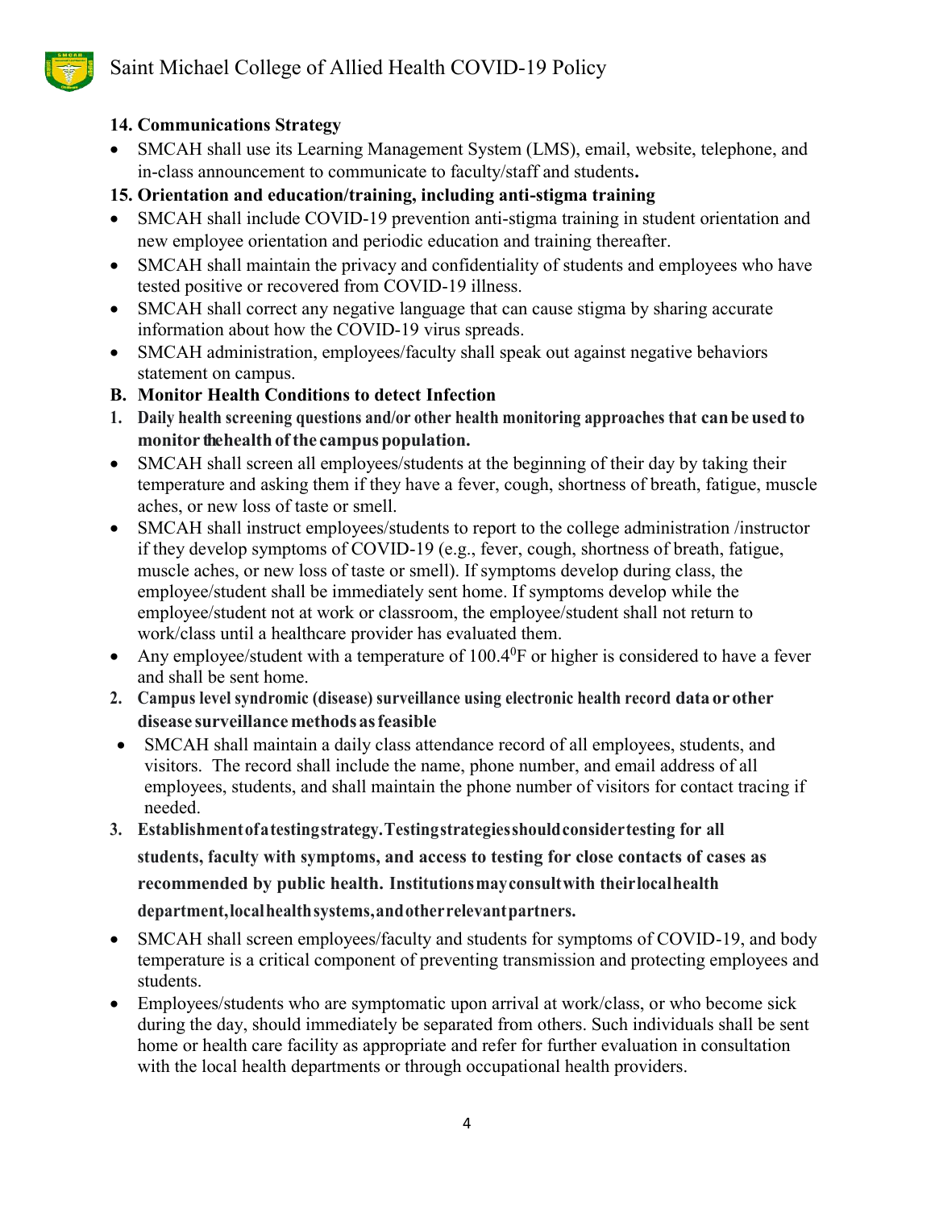**14. Communications Strategy**

- SMCAH shall use its Learning Management System (LMS), email, website, telephone, and in-class announcement to communicate to faculty/staff and students**.**

**15. Orientation and education/training, including anti-stigma training**

- SMCAH shall include COVID-19 prevention anti-stigma training in student orientation and new employee orientation and periodic education and training thereafter.
- SMCAH shall maintain the privacy and confidentiality of students and employees who have tested positive or recovered from COVID-19 illness.
- SMCAH shall correct any negative language that can cause stigma by sharing accurate information about how the COVID-19 virus spreads.
- SMCAH administration, employees/faculty shall speak out against negative behaviors statement on campus.

**B. Monitor Health Conditions to detect Infection**

**1. Daily health screening questions and/or other health monitoring approaches that can be used to monitor the health of the campus population.**

- SMCAH shall screen all employees/students at the beginning of their day by taking their temperature and asking them if they have a fever, cough, shortness of breath, fatigue, muscle aches, or new loss of taste or smell.
- SMCAH shall instruct employees/students to report to the college administration /instructor if they develop symptoms of COVID-19 (e.g., fever, cough, shortness of breath, fatigue, muscle aches, or new loss of taste or smell). If symptoms develop during class, the employee/student shall be immediately sent home. If symptoms develop while the employee/student not at work or classroom, the employee/student shall not return to work/class until a healthcare provider has evaluated them.
- Any employee/student with a temperature of $100.4^{0}$F or higher is considered to have a fever and shall be sent home.

**2. Campus level syndromic (disease) surveillance using electronic health record data or other disease surveillance methods as feasible**

- SMCAH shall maintain a daily class attendance record of all employees, students, and visitors. The record shall include the name, phone number, and email address of all employees, students, and shall maintain the phone number of visitors for contact tracing if needed.

**3. Establishment of a testing strategy. Testing strategies should consider testing for all students, faculty with symptoms, and access to testing for close contacts of cases as recommended by public health. Institutions may consult with their local health department, local health systems, and other relevant partners.**

- SMCAH shall screen employees/faculty and students for symptoms of COVID-19, and body temperature is a critical component of preventing transmission and protecting employees and students.
- Employees/students who are symptomatic upon arrival at work/class, or who become sick during the day, should immediately be separated from others. Such individuals shall be sent home or health care facility as appropriate and refer for further evaluation in consultation with the local health departments or through occupational health providers.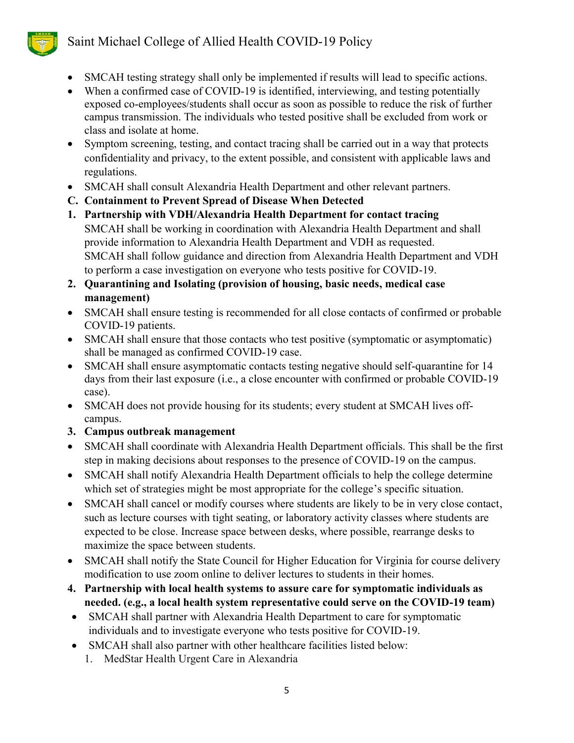- SMCAH testing strategy shall only be implemented if results will lead to specific actions.
- When a confirmed case of COVID-19 is identified, interviewing, and testing potentially exposed co-employees/students shall occur as soon as possible to reduce the risk of further campus transmission. The individuals who tested positive shall be excluded from work or class and isolate at home.
- Symptom screening, testing, and contact tracing shall be carried out in a way that protects confidentiality and privacy, to the extent possible, and consistent with applicable laws and regulations.
- SMCAH shall consult Alexandria Health Department and other relevant partners.

**C. Containment to Prevent Spread of Disease When Detected**

**1. Partnership with VDH/Alexandria Health Department for contact tracing**

SMCAH shall be working in coordination with Alexandria Health Department and shall provide information to Alexandria Health Department and VDH as requested.
SMCAH shall follow guidance and direction from Alexandria Health Department and VDH to perform a case investigation on everyone who tests positive for COVID-19.

**2. Quarantining and Isolating (provision of housing, basic needs, medical case management)**

- SMCAH shall ensure testing is recommended for all close contacts of confirmed or probable COVID-19 patients.
- SMCAH shall ensure that those contacts who test positive (symptomatic or asymptomatic) shall be managed as confirmed COVID-19 case.
- SMCAH shall ensure asymptomatic contacts testing negative should self-quarantine for 14 days from their last exposure (i.e., a close encounter with confirmed or probable COVID-19 case).
- SMCAH does not provide housing for its students; every student at SMCAH lives off-campus.

**3. Campus outbreak management**

- SMCAH shall coordinate with Alexandria Health Department officials. This shall be the first step in making decisions about responses to the presence of COVID-19 on the campus.
- SMCAH shall notify Alexandria Health Department officials to help the college determine which set of strategies might be most appropriate for the college's specific situation.
- SMCAH shall cancel or modify courses where students are likely to be in very close contact, such as lecture courses with tight seating, or laboratory activity classes where students are expected to be close. Increase space between desks, where possible, rearrange desks to maximize the space between students.
- SMCAH shall notify the State Council for Higher Education for Virginia for course delivery modification to use zoom online to deliver lectures to students in their homes.

**4. Partnership with local health systems to assure care for symptomatic individuals as needed. (e.g., a local health system representative could serve on the COVID-19 team)**

- SMCAH shall partner with Alexandria Health Department to care for symptomatic individuals and to investigate everyone who tests positive for COVID-19.
- SMCAH shall also partner with other healthcare facilities listed below:
  1. MedStar Health Urgent Care in Alexandria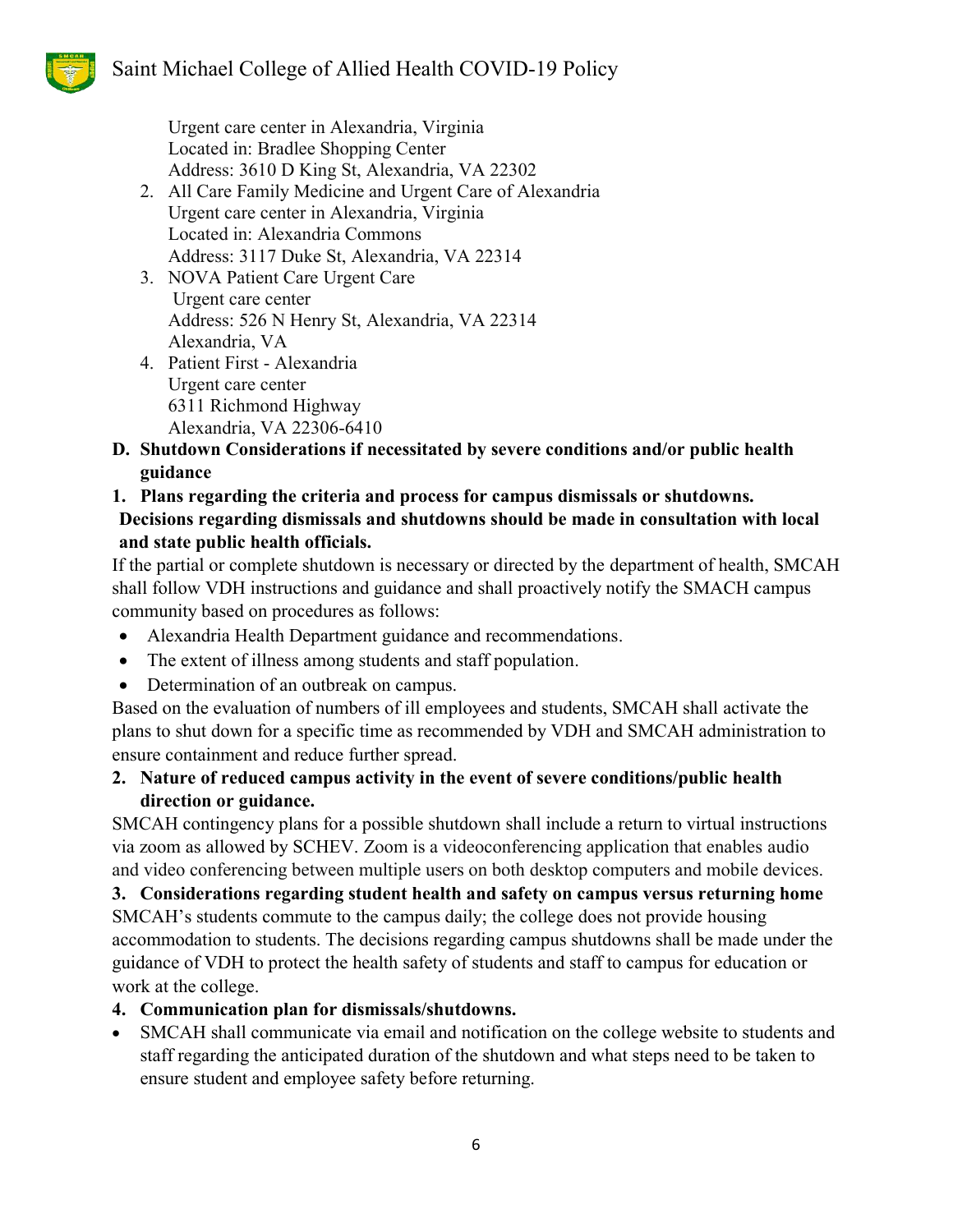Urgent care center in Alexandria, Virginia
Located in: Bradlee Shopping Center
Address: 3610 D King St, Alexandria, VA 22302

2. All Care Family Medicine and Urgent Care of Alexandria
   Urgent care center in Alexandria, Virginia
   Located in: Alexandria Commons
   Address: 3117 Duke St, Alexandria, VA 22314
3. NOVA Patient Care Urgent Care
   Urgent care center
   Address: 526 N Henry St, Alexandria, VA 22314
   Alexandria, VA
4. Patient First - Alexandria
   Urgent care center
   6311 Richmond Highway
   Alexandria, VA 22306-6410

**D. Shutdown Considerations if necessitated by severe conditions and/or public health guidance**

**1. Plans regarding the criteria and process for campus dismissals or shutdowns. Decisions regarding dismissals and shutdowns should be made in consultation with local and state public health officials.**

If the partial or complete shutdown is necessary or directed by the department of health, SMCAH shall follow VDH instructions and guidance and shall proactively notify the SMACH campus community based on procedures as follows:

- Alexandria Health Department guidance and recommendations.
- The extent of illness among students and staff population.
- Determination of an outbreak on campus.

Based on the evaluation of numbers of ill employees and students, SMCAH shall activate the plans to shut down for a specific time as recommended by VDH and SMCAH administration to ensure containment and reduce further spread.

**2. Nature of reduced campus activity in the event of severe conditions/public health direction or guidance.**

SMCAH contingency plans for a possible shutdown shall include a return to virtual instructions via zoom as allowed by SCHEV. Zoom is a videoconferencing application that enables audio and video conferencing between multiple users on both desktop computers and mobile devices.

**3. Considerations regarding student health and safety on campus versus returning home**

SMCAH's students commute to the campus daily; the college does not provide housing accommodation to students. The decisions regarding campus shutdowns shall be made under the guidance of VDH to protect the health safety of students and staff to campus for education or work at the college.

**4. Communication plan for dismissals/shutdowns.**

- SMCAH shall communicate via email and notification on the college website to students and staff regarding the anticipated duration of the shutdown and what steps need to be taken to ensure student and employee safety before returning.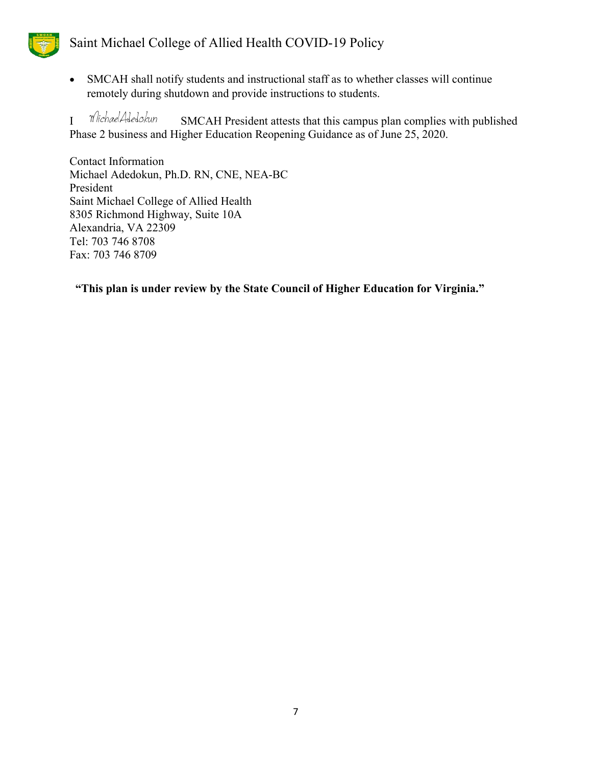- SMCAH shall notify students and instructional staff as to whether classes will continue remotely during shutdown and provide instructions to students.

I *Michael Adedokun* SMCAH President attests that this campus plan complies with published Phase 2 business and Higher Education Reopening Guidance as of June 25, 2020.

Contact Information
Michael Adedokun, Ph.D. RN, CNE, NEA-BC
President
Saint Michael College of Allied Health
8305 Richmond Highway, Suite 10A
Alexandria, VA 22309
Tel: 703 746 8708
Fax: 703 746 8709

**"This plan is under review by the State Council of Higher Education for Virginia."**